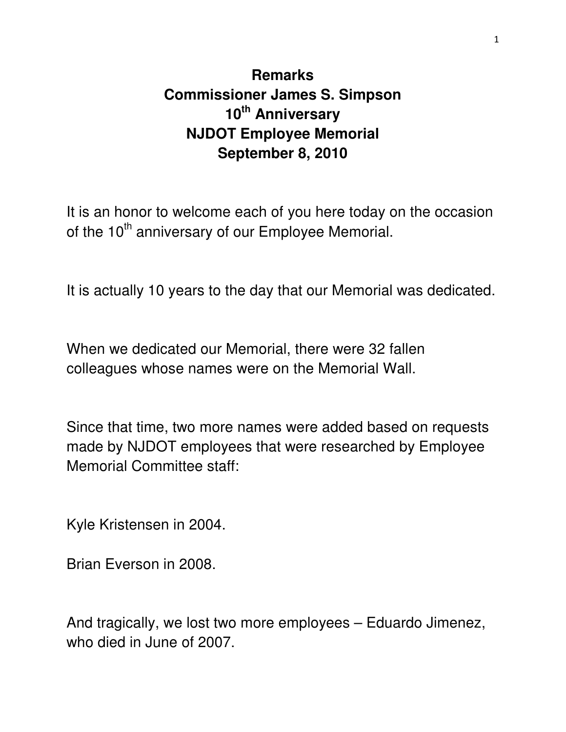# Remarks
# Commissioner James S. Simpson
# 10th Anniversary
# NJDOT Employee Memorial
# September 8, 2010

It is an honor to welcome each of you here today on the occasion of the 10th anniversary of our Employee Memorial.

It is actually 10 years to the day that our Memorial was dedicated.

When we dedicated our Memorial, there were 32 fallen colleagues whose names were on the Memorial Wall.

Since that time, two more names were added based on requests made by NJDOT employees that were researched by Employee Memorial Committee staff:

Kyle Kristensen in 2004.

Brian Everson in 2008.

And tragically, we lost two more employees – Eduardo Jimenez, who died in June of 2007.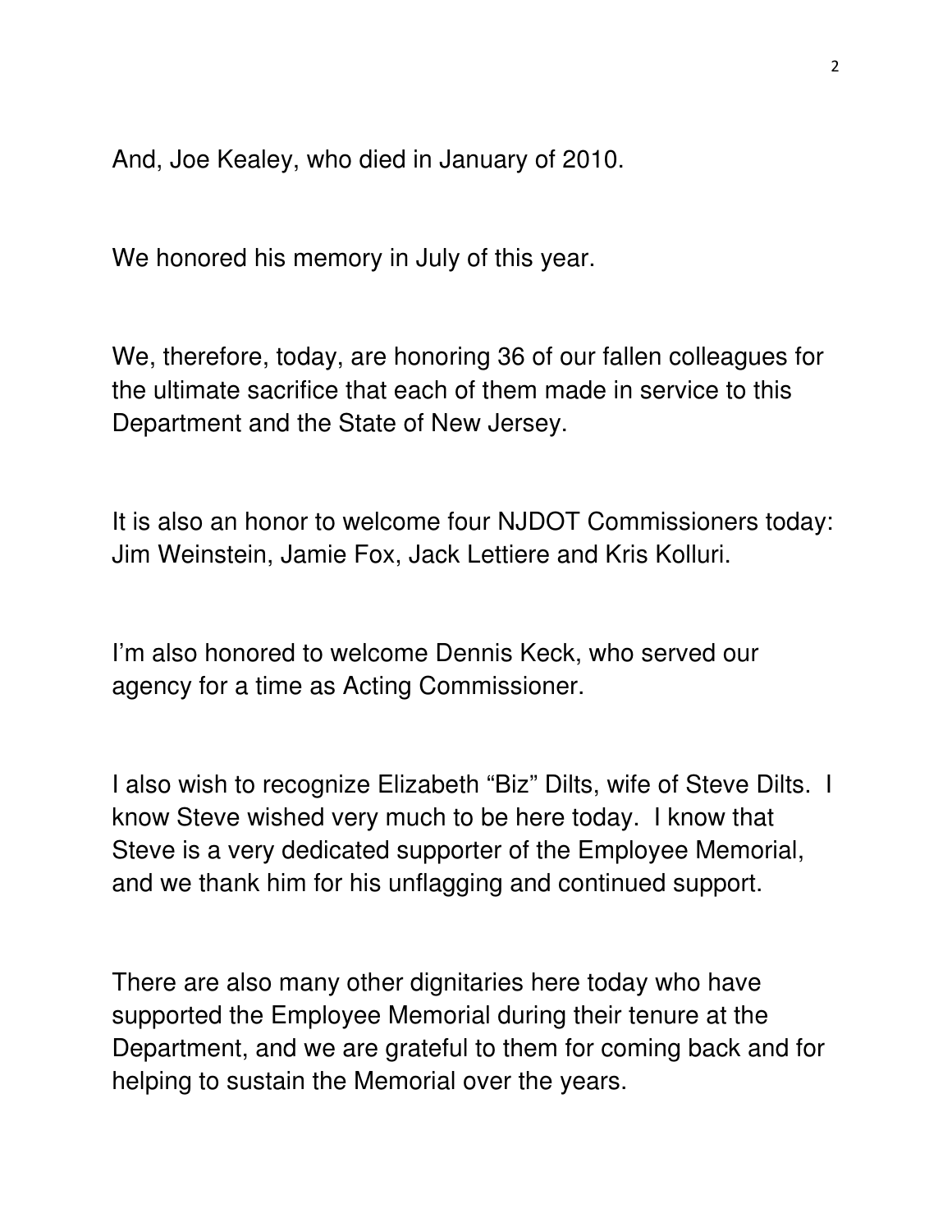And, Joe Kealey, who died in January of 2010.

We honored his memory in July of this year.

We, therefore, today, are honoring 36 of our fallen colleagues for the ultimate sacrifice that each of them made in service to this Department and the State of New Jersey.

It is also an honor to welcome four NJDOT Commissioners today: Jim Weinstein, Jamie Fox, Jack Lettiere and Kris Kolluri.

I'm also honored to welcome Dennis Keck, who served our agency for a time as Acting Commissioner.

I also wish to recognize Elizabeth "Biz" Dilts, wife of Steve Dilts. I know Steve wished very much to be here today. I know that Steve is a very dedicated supporter of the Employee Memorial, and we thank him for his unflagging and continued support.

There are also many other dignitaries here today who have supported the Employee Memorial during their tenure at the Department, and we are grateful to them for coming back and for helping to sustain the Memorial over the years.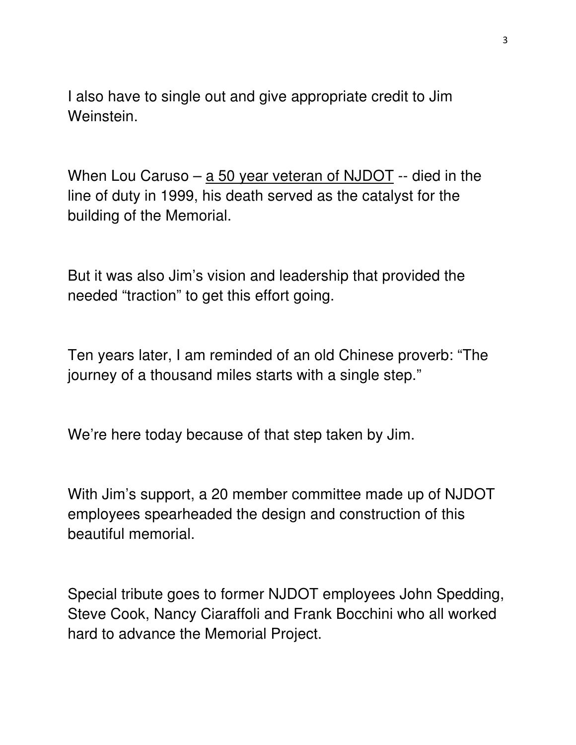I also have to single out and give appropriate credit to Jim Weinstein.

When Lou Caruso – <u>a 50 year veteran of NJDOT</u> -- died in the line of duty in 1999, his death served as the catalyst for the building of the Memorial.

But it was also Jim's vision and leadership that provided the needed "traction" to get this effort going.

Ten years later, I am reminded of an old Chinese proverb: "The journey of a thousand miles starts with a single step."

We're here today because of that step taken by Jim.

With Jim's support, a 20 member committee made up of NJDOT employees spearheaded the design and construction of this beautiful memorial.

Special tribute goes to former NJDOT employees John Spedding, Steve Cook, Nancy Ciaraffoli and Frank Bocchini who all worked hard to advance the Memorial Project.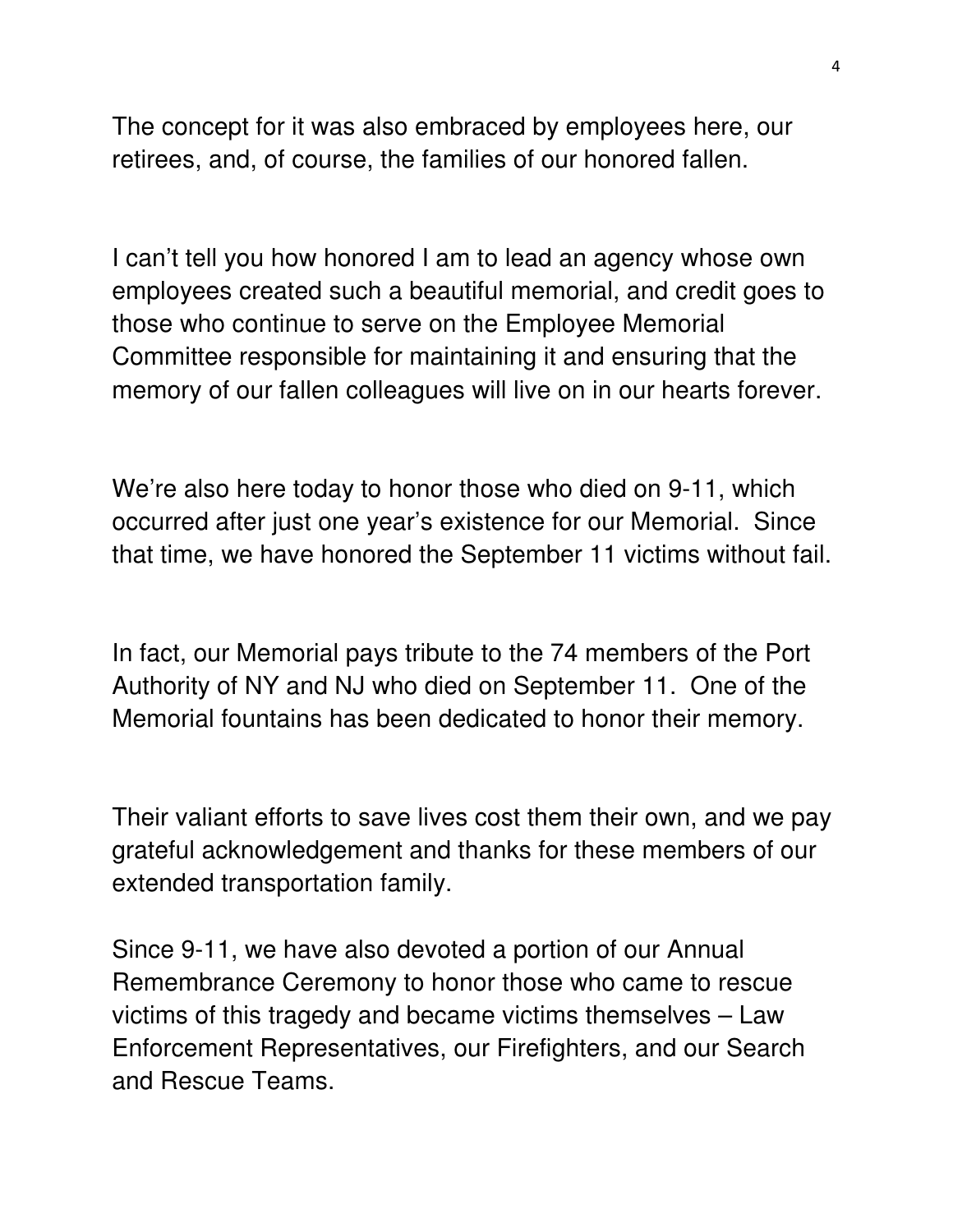The concept for it was also embraced by employees here, our retirees, and, of course, the families of our honored fallen.

I can't tell you how honored I am to lead an agency whose own employees created such a beautiful memorial, and credit goes to those who continue to serve on the Employee Memorial Committee responsible for maintaining it and ensuring that the memory of our fallen colleagues will live on in our hearts forever.

We're also here today to honor those who died on 9-11, which occurred after just one year's existence for our Memorial. Since that time, we have honored the September 11 victims without fail.

In fact, our Memorial pays tribute to the 74 members of the Port Authority of NY and NJ who died on September 11. One of the Memorial fountains has been dedicated to honor their memory.

Their valiant efforts to save lives cost them their own, and we pay grateful acknowledgement and thanks for these members of our extended transportation family.

Since 9-11, we have also devoted a portion of our Annual Remembrance Ceremony to honor those who came to rescue victims of this tragedy and became victims themselves – Law Enforcement Representatives, our Firefighters, and our Search and Rescue Teams.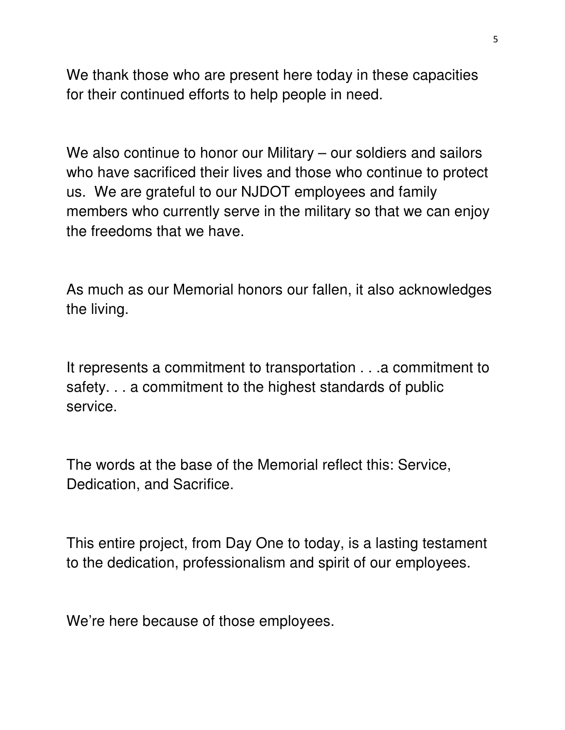We thank those who are present here today in these capacities for their continued efforts to help people in need.

We also continue to honor our Military – our soldiers and sailors who have sacrificed their lives and those who continue to protect us. We are grateful to our NJDOT employees and family members who currently serve in the military so that we can enjoy the freedoms that we have.

As much as our Memorial honors our fallen, it also acknowledges the living.

It represents a commitment to transportation . . .a commitment to safety. . . a commitment to the highest standards of public service.

The words at the base of the Memorial reflect this: Service, Dedication, and Sacrifice.

This entire project, from Day One to today, is a lasting testament to the dedication, professionalism and spirit of our employees.

We're here because of those employees.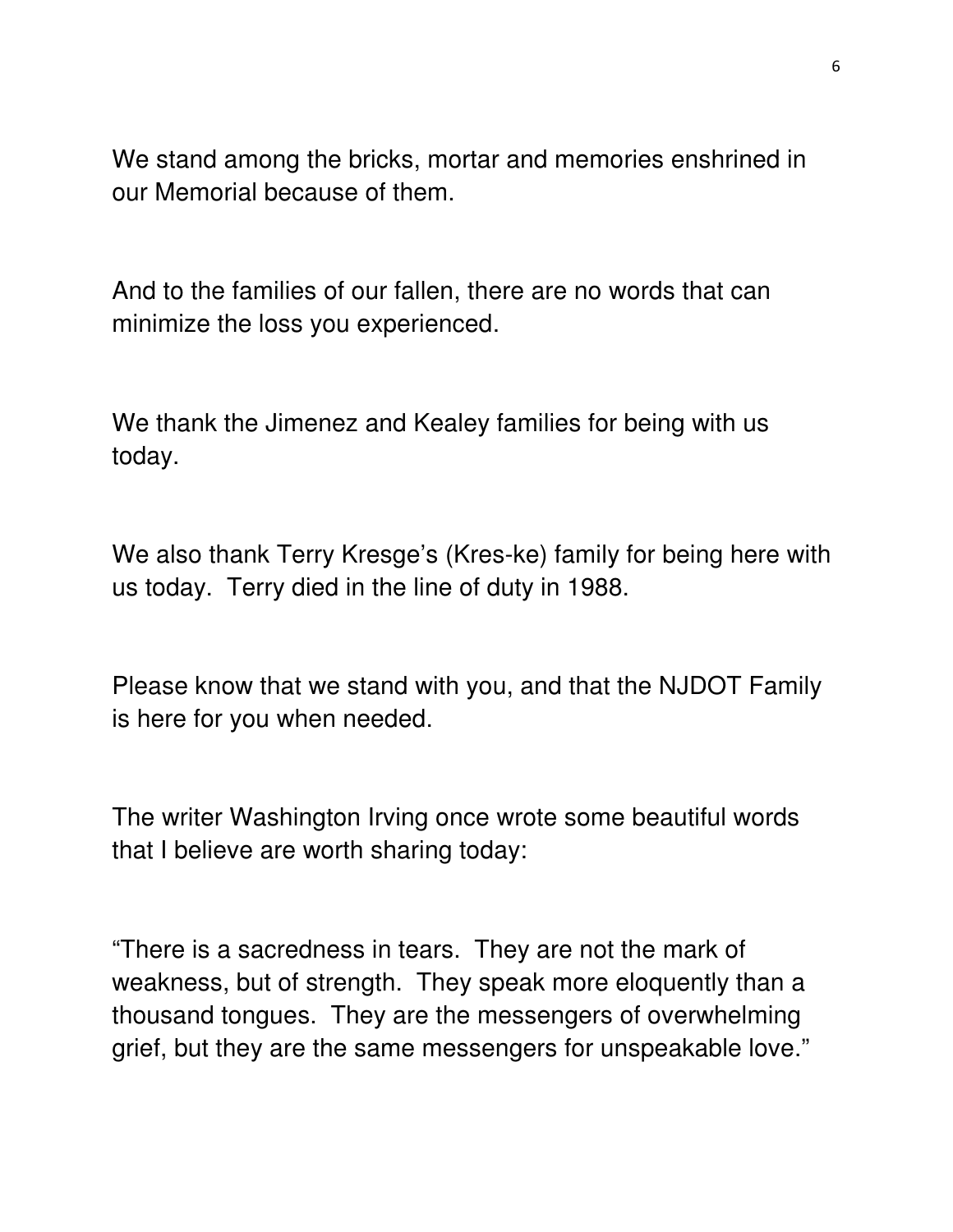We stand among the bricks, mortar and memories enshrined in our Memorial because of them.

And to the families of our fallen, there are no words that can minimize the loss you experienced.

We thank the Jimenez and Kealey families for being with us today.

We also thank Terry Kresge's (Kres-ke) family for being here with us today. Terry died in the line of duty in 1988.

Please know that we stand with you, and that the NJDOT Family is here for you when needed.

The writer Washington Irving once wrote some beautiful words that I believe are worth sharing today:

"There is a sacredness in tears. They are not the mark of weakness, but of strength. They speak more eloquently than a thousand tongues. They are the messengers of overwhelming grief, but they are the same messengers for unspeakable love."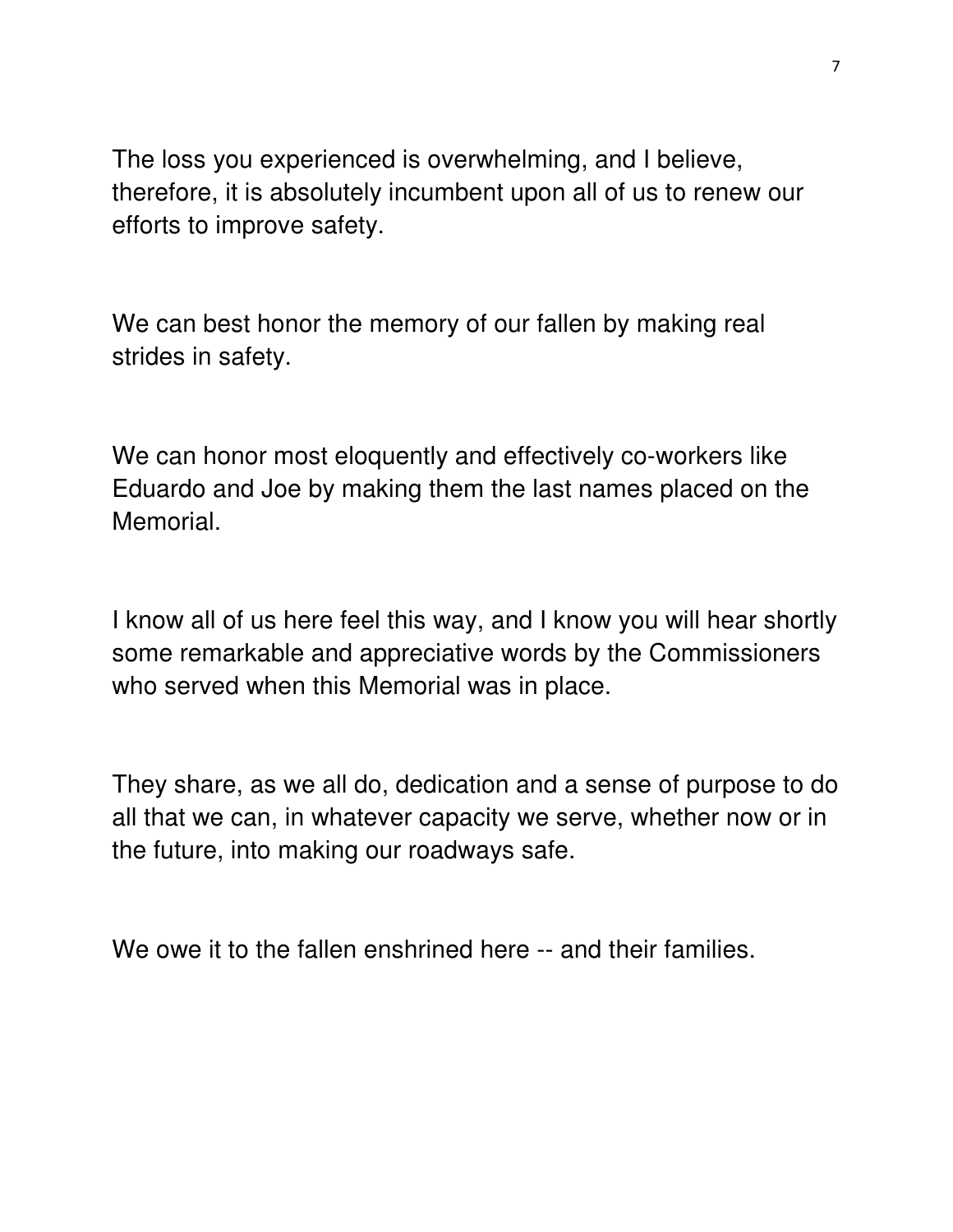The loss you experienced is overwhelming, and I believe, therefore, it is absolutely incumbent upon all of us to renew our efforts to improve safety.

We can best honor the memory of our fallen by making real strides in safety.

We can honor most eloquently and effectively co-workers like Eduardo and Joe by making them the last names placed on the Memorial.

I know all of us here feel this way, and I know you will hear shortly some remarkable and appreciative words by the Commissioners who served when this Memorial was in place.

They share, as we all do, dedication and a sense of purpose to do all that we can, in whatever capacity we serve, whether now or in the future, into making our roadways safe.

We owe it to the fallen enshrined here -- and their families.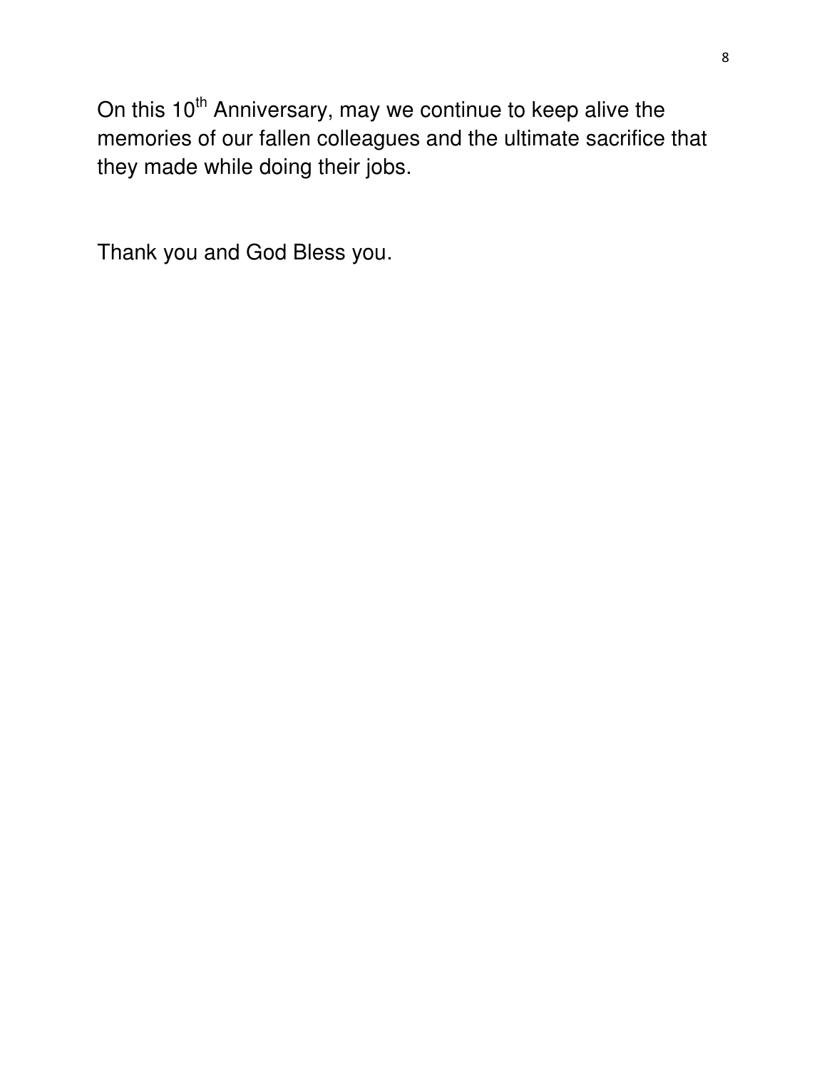On this 10th Anniversary, may we continue to keep alive the memories of our fallen colleagues and the ultimate sacrifice that they made while doing their jobs.

Thank you and God Bless you.